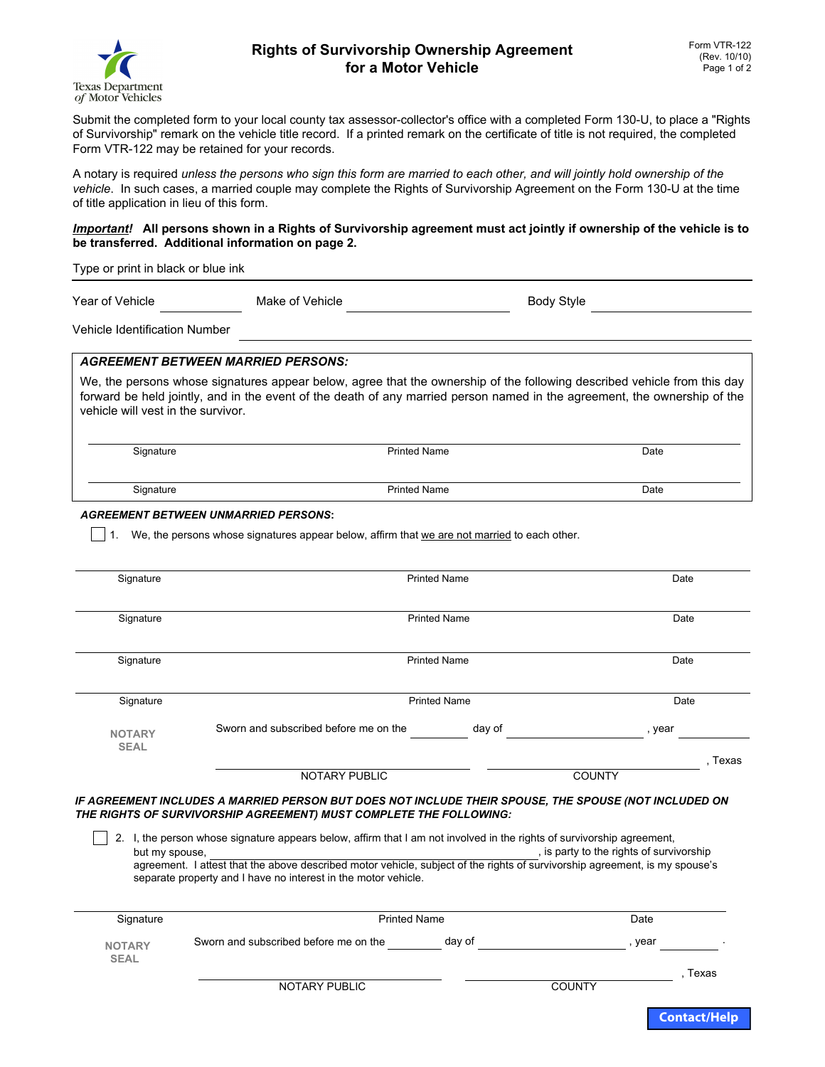Texas Department of Motor Vehicles

# Rights of Survivorship Ownership Agreement for a Motor Vehicle

Form VTR-122
(Rev. 10/10)

Submit the completed form to your local county tax assessor-collector's office with a completed Form 130-U, to place a "Rights of Survivorship" remark on the vehicle title record. If a printed remark on the certificate of title is not required, the completed Form VTR-122 may be retained for your records.

A notary is required *unless the persons who sign this form are married to each other, and will jointly hold ownership of the vehicle*. In such cases, a married couple may complete the Rights of Survivorship Agreement on the Form 130-U at the time of title application in lieu of this form.

***Important!*** **All persons shown in a Rights of Survivorship agreement must act jointly if ownership of the vehicle is to be transferred. Additional information on page 2.**

Type or print in black or blue ink

Year of Vehicle ________ Make of Vehicle ________________ Body Style ________________

Vehicle Identification Number ____________________________________________

### *AGREEMENT BETWEEN MARRIED PERSONS:*

We, the persons whose signatures appear below, agree that the ownership of the following described vehicle from this day forward be held jointly, and in the event of the death of any married person named in the agreement, the ownership of the vehicle will vest in the survivor.

| Signature | Printed Name | Date |
|---|---|---|
| | | |
| | | |

### *AGREEMENT BETWEEN UNMARRIED PERSONS:*

☐ 1. We, the persons whose signatures appear below, affirm that we are not married to each other.

| Signature | Printed Name | Date |
|---|---|---|
| | | |
| | | |
| | | |
| | | |

NOTARY SEAL

Sworn and subscribed before me on the ________ day of ________________, year ________

________________________ NOTARY PUBLIC ________________________ COUNTY, Texas

### *IF AGREEMENT INCLUDES A MARRIED PERSON BUT DOES NOT INCLUDE THEIR SPOUSE, THE SPOUSE (NOT INCLUDED ON THE RIGHTS OF SURVIVORSHIP AGREEMENT) MUST COMPLETE THE FOLLOWING:*

☐ 2. I, the person whose signature appears below, affirm that I am not involved in the rights of survivorship agreement, but my spouse, ________________________________, is party to the rights of survivorship agreement. I attest that the above described motor vehicle, subject of the rights of survivorship agreement, is my spouse's separate property and I have no interest in the motor vehicle.

| Signature | Printed Name | Date |
|---|---|---|
| | | |

NOTARY SEAL

Sworn and subscribed before me on the ________ day of ________________, year ________.

________________________ NOTARY PUBLIC ________________________ COUNTY, Texas

Contact/Help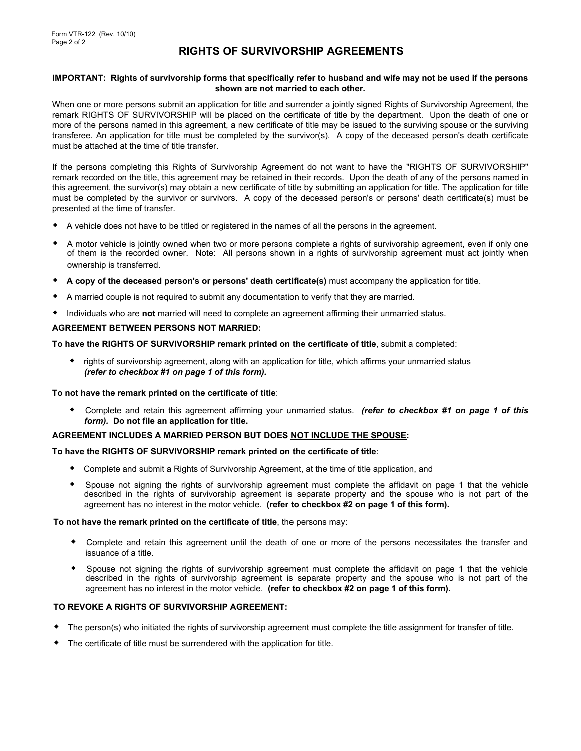# RIGHTS OF SURVIVORSHIP AGREEMENTS

**IMPORTANT: Rights of survivorship forms that specifically refer to husband and wife may not be used if the persons shown are not married to each other.**

When one or more persons submit an application for title and surrender a jointly signed Rights of Survivorship Agreement, the remark RIGHTS OF SURVIVORSHIP will be placed on the certificate of title by the department. Upon the death of one or more of the persons named in this agreement, a new certificate of title may be issued to the surviving spouse or the surviving transferee. An application for title must be completed by the survivor(s). A copy of the deceased person's death certificate must be attached at the time of title transfer.

If the persons completing this Rights of Survivorship Agreement do not want to have the "RIGHTS OF SURVIVORSHIP" remark recorded on the title, this agreement may be retained in their records. Upon the death of any of the persons named in this agreement, the survivor(s) may obtain a new certificate of title by submitting an application for title. The application for title must be completed by the survivor or survivors. A copy of the deceased person's or persons' death certificate(s) must be presented at the time of transfer.

- A vehicle does not have to be titled or registered in the names of all the persons in the agreement.
- A motor vehicle is jointly owned when two or more persons complete a rights of survivorship agreement, even if only one of them is the recorded owner. Note: All persons shown in a rights of survivorship agreement must act jointly when ownership is transferred.
- **A copy of the deceased person's or persons' death certificate(s)** must accompany the application for title.
- A married couple is not required to submit any documentation to verify that they are married.
- Individuals who are **not** married will need to complete an agreement affirming their unmarried status.

**AGREEMENT BETWEEN PERSONS NOT MARRIED:**

**To have the RIGHTS OF SURVIVORSHIP remark printed on the certificate of title**, submit a completed:

- rights of survivorship agreement, along with an application for title, which affirms your unmarried status ***(refer to checkbox #1 on page 1 of this form).***

**To not have the remark printed on the certificate of title**:

- Complete and retain this agreement affirming your unmarried status. ***(refer to checkbox #1 on page 1 of this form).*** **Do not file an application for title.**

**AGREEMENT INCLUDES A MARRIED PERSON BUT DOES NOT INCLUDE THE SPOUSE:**

**To have the RIGHTS OF SURVIVORSHIP remark printed on the certificate of title**:

- Complete and submit a Rights of Survivorship Agreement, at the time of title application, and
- Spouse not signing the rights of survivorship agreement must complete the affidavit on page 1 that the vehicle described in the rights of survivorship agreement is separate property and the spouse who is not part of the agreement has no interest in the motor vehicle. **(refer to checkbox #2 on page 1 of this form).**

**To not have the remark printed on the certificate of title**, the persons may:

- Complete and retain this agreement until the death of one or more of the persons necessitates the transfer and issuance of a title.
- Spouse not signing the rights of survivorship agreement must complete the affidavit on page 1 that the vehicle described in the rights of survivorship agreement is separate property and the spouse who is not part of the agreement has no interest in the motor vehicle. **(refer to checkbox #2 on page 1 of this form).**

**TO REVOKE A RIGHTS OF SURVIVORSHIP AGREEMENT:**

- The person(s) who initiated the rights of survivorship agreement must complete the title assignment for transfer of title.
- The certificate of title must be surrendered with the application for title.